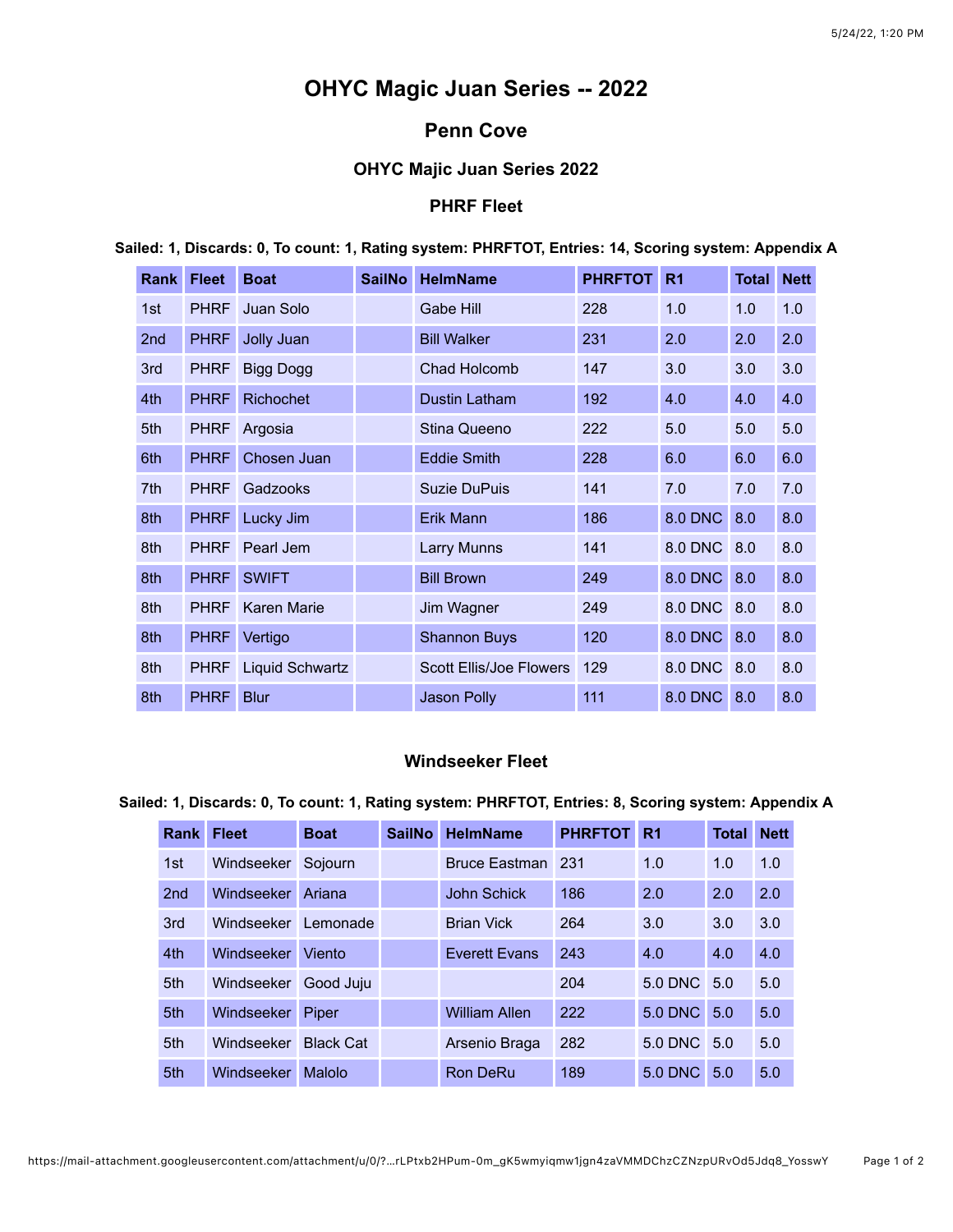# OHYC Magic Juan Series -- 2022

## Penn Cove

### OHYC Majic Juan Series 2022

### PHRF Fleet

**Sailed: 1, Discards: 0, To count: 1, Rating system: PHRFTOT, Entries: 14, Scoring system: Appendix A**

| Rank | Fleet | Boat | SailNo | HelmName | PHRFTOT | R1 | Total | Nett |
|---|---|---|---|---|---|---|---|---|
| 1st | PHRF | Juan Solo | | Gabe Hill | 228 | 1.0 | 1.0 | 1.0 |
| 2nd | PHRF | Jolly Juan | | Bill Walker | 231 | 2.0 | 2.0 | 2.0 |
| 3rd | PHRF | Bigg Dogg | | Chad Holcomb | 147 | 3.0 | 3.0 | 3.0 |
| 4th | PHRF | Richochet | | Dustin Latham | 192 | 4.0 | 4.0 | 4.0 |
| 5th | PHRF | Argosia | | Stina Queeno | 222 | 5.0 | 5.0 | 5.0 |
| 6th | PHRF | Chosen Juan | | Eddie Smith | 228 | 6.0 | 6.0 | 6.0 |
| 7th | PHRF | Gadzooks | | Suzie DuPuis | 141 | 7.0 | 7.0 | 7.0 |
| 8th | PHRF | Lucky Jim | | Erik Mann | 186 | 8.0 DNC | 8.0 | 8.0 |
| 8th | PHRF | Pearl Jem | | Larry Munns | 141 | 8.0 DNC | 8.0 | 8.0 |
| 8th | PHRF | SWIFT | | Bill Brown | 249 | 8.0 DNC | 8.0 | 8.0 |
| 8th | PHRF | Karen Marie | | Jim Wagner | 249 | 8.0 DNC | 8.0 | 8.0 |
| 8th | PHRF | Vertigo | | Shannon Buys | 120 | 8.0 DNC | 8.0 | 8.0 |
| 8th | PHRF | Liquid Schwartz | | Scott Ellis/Joe Flowers | 129 | 8.0 DNC | 8.0 | 8.0 |
| 8th | PHRF | Blur | | Jason Polly | 111 | 8.0 DNC | 8.0 | 8.0 |

### Windseeker Fleet

**Sailed: 1, Discards: 0, To count: 1, Rating system: PHRFTOT, Entries: 8, Scoring system: Appendix A**

| Rank | Fleet | Boat | SailNo | HelmName | PHRFTOT | R1 | Total | Nett |
|---|---|---|---|---|---|---|---|---|
| 1st | Windseeker | Sojourn | | Bruce Eastman | 231 | 1.0 | 1.0 | 1.0 |
| 2nd | Windseeker | Ariana | | John Schick | 186 | 2.0 | 2.0 | 2.0 |
| 3rd | Windseeker | Lemonade | | Brian Vick | 264 | 3.0 | 3.0 | 3.0 |
| 4th | Windseeker | Viento | | Everett Evans | 243 | 4.0 | 4.0 | 4.0 |
| 5th | Windseeker | Good Juju | | | 204 | 5.0 DNC | 5.0 | 5.0 |
| 5th | Windseeker | Piper | | William Allen | 222 | 5.0 DNC | 5.0 | 5.0 |
| 5th | Windseeker | Black Cat | | Arsenio Braga | 282 | 5.0 DNC | 5.0 | 5.0 |
| 5th | Windseeker | Malolo | | Ron DeRu | 189 | 5.0 DNC | 5.0 | 5.0 |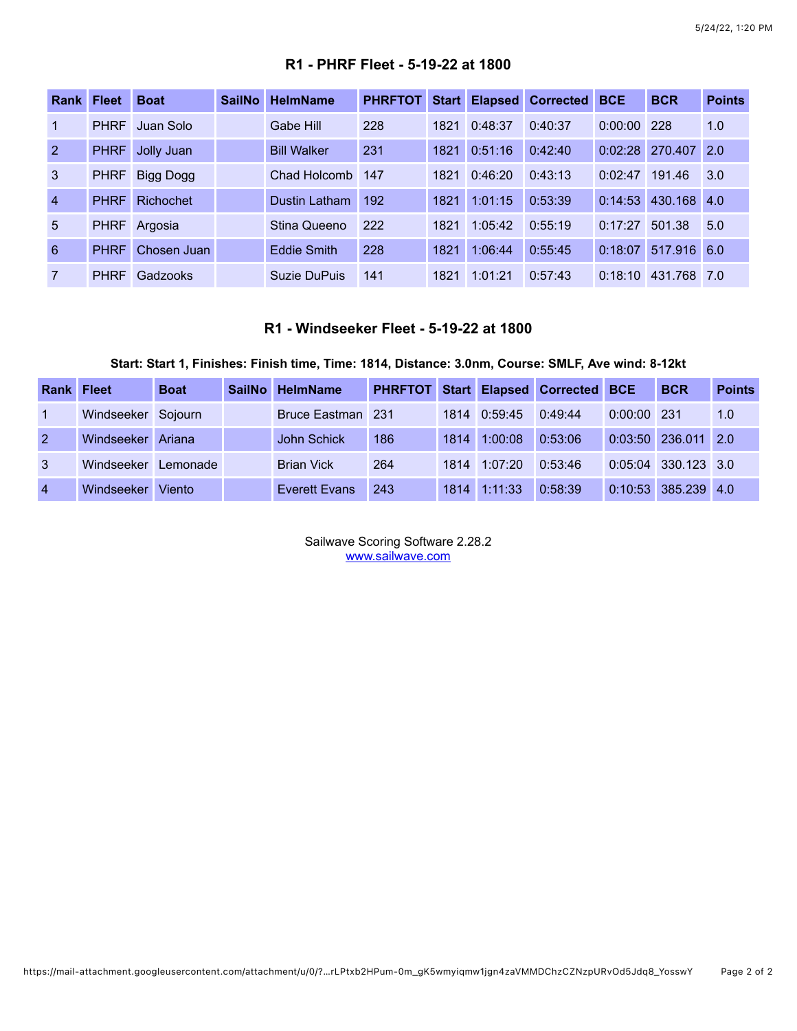## R1 - PHRF Fleet - 5-19-22 at 1800

| Rank | Fleet | Boat | SailNo | HelmName | PHRFTOT | Start | Elapsed | Corrected | BCE | BCR | Points |
|---|---|---|---|---|---|---|---|---|---|---|---|
| 1 | PHRF | Juan Solo | | Gabe Hill | 228 | 1821 | 0:48:37 | 0:40:37 | 0:00:00 | 228 | 1.0 |
| 2 | PHRF | Jolly Juan | | Bill Walker | 231 | 1821 | 0:51:16 | 0:42:40 | 0:02:28 | 270.407 | 2.0 |
| 3 | PHRF | Bigg Dogg | | Chad Holcomb | 147 | 1821 | 0:46:20 | 0:43:13 | 0:02:47 | 191.46 | 3.0 |
| 4 | PHRF | Richochet | | Dustin Latham | 192 | 1821 | 1:01:15 | 0:53:39 | 0:14:53 | 430.168 | 4.0 |
| 5 | PHRF | Argosia | | Stina Queeno | 222 | 1821 | 1:05:42 | 0:55:19 | 0:17:27 | 501.38 | 5.0 |
| 6 | PHRF | Chosen Juan | | Eddie Smith | 228 | 1821 | 1:06:44 | 0:55:45 | 0:18:07 | 517.916 | 6.0 |
| 7 | PHRF | Gadzooks | | Suzie DuPuis | 141 | 1821 | 1:01:21 | 0:57:43 | 0:18:10 | 431.768 | 7.0 |

## R1 - Windseeker Fleet - 5-19-22 at 1800

**Start: Start 1, Finishes: Finish time, Time: 1814, Distance: 3.0nm, Course: SMLF, Ave wind: 8-12kt**

| Rank | Fleet | Boat | SailNo | HelmName | PHRFTOT | Start | Elapsed | Corrected | BCE | BCR | Points |
|---|---|---|---|---|---|---|---|---|---|---|---|
| 1 | Windseeker | Sojourn | | Bruce Eastman | 231 | 1814 | 0:59:45 | 0:49:44 | 0:00:00 | 231 | 1.0 |
| 2 | Windseeker | Ariana | | John Schick | 186 | 1814 | 1:00:08 | 0:53:06 | 0:03:50 | 236.011 | 2.0 |
| 3 | Windseeker | Lemonade | | Brian Vick | 264 | 1814 | 1:07:20 | 0:53:46 | 0:05:04 | 330.123 | 3.0 |
| 4 | Windseeker | Viento | | Everett Evans | 243 | 1814 | 1:11:33 | 0:58:39 | 0:10:53 | 385.239 | 4.0 |

Sailwave Scoring Software 2.28.2
www.sailwave.com